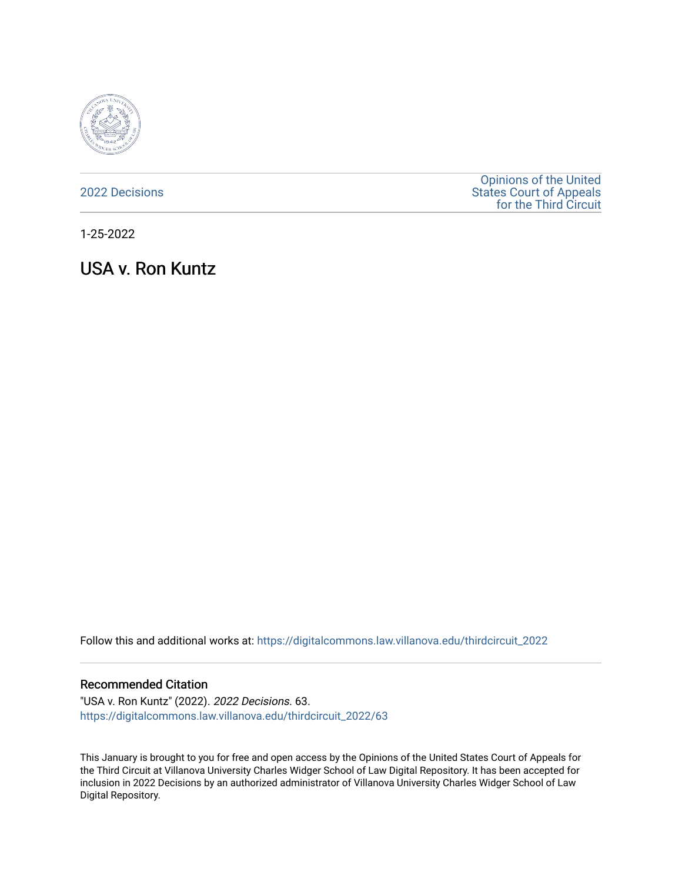2022 Decisions

Opinions of the United States Court of Appeals for the Third Circuit

1-25-2022

# USA v. Ron Kuntz

Follow this and additional works at: https://digitalcommons.law.villanova.edu/thirdcircuit_2022

## Recommended Citation

"USA v. Ron Kuntz" (2022). *2022 Decisions*. 63.
https://digitalcommons.law.villanova.edu/thirdcircuit_2022/63

This January is brought to you for free and open access by the Opinions of the United States Court of Appeals for the Third Circuit at Villanova University Charles Widger School of Law Digital Repository. It has been accepted for inclusion in 2022 Decisions by an authorized administrator of Villanova University Charles Widger School of Law Digital Repository.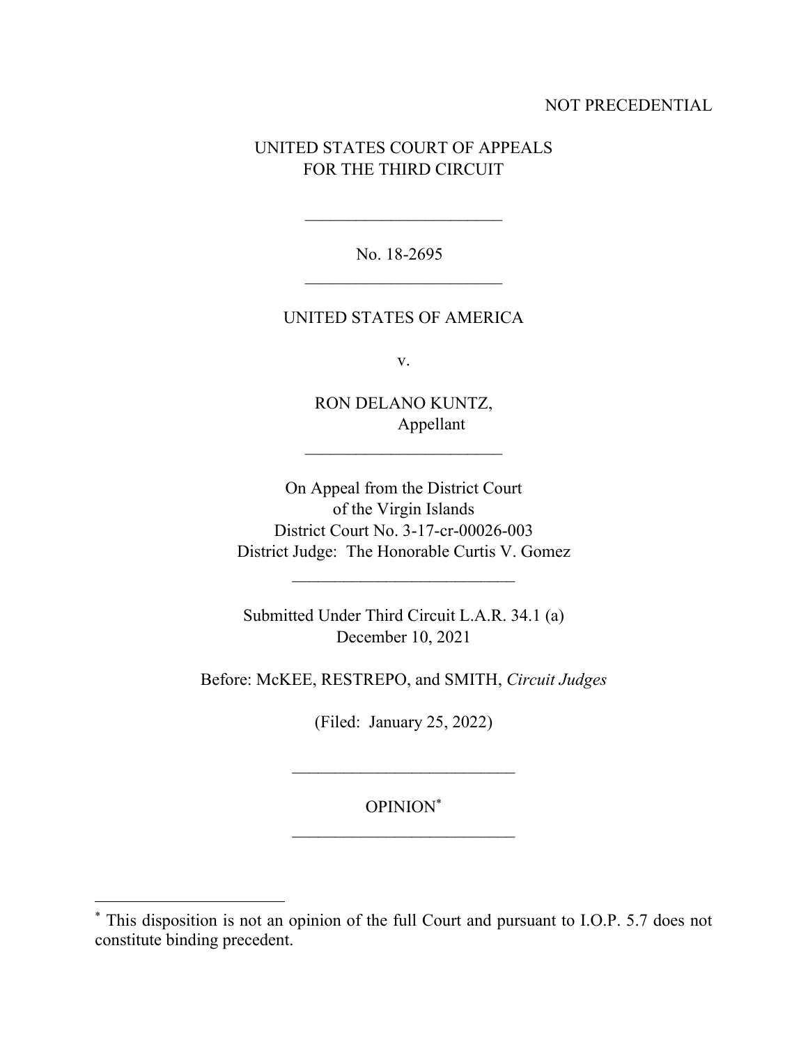NOT PRECEDENTIAL

UNITED STATES COURT OF APPEALS
FOR THE THIRD CIRCUIT

\_\_\_\_\_\_\_\_\_\_\_\_\_\_\_\_\_\_\_\_\_\_\_\_

No. 18-2695

\_\_\_\_\_\_\_\_\_\_\_\_\_\_\_\_\_\_\_\_\_\_\_\_

UNITED STATES OF AMERICA

v.

RON DELANO KUNTZ,
Appellant

\_\_\_\_\_\_\_\_\_\_\_\_\_\_\_\_\_\_\_\_\_\_\_\_

On Appeal from the District Court
of the Virgin Islands
District Court No. 3-17-cr-00026-003
District Judge: The Honorable Curtis V. Gomez

\_\_\_\_\_\_\_\_\_\_\_\_\_\_\_\_\_\_\_\_\_\_\_\_

Submitted Under Third Circuit L.A.R. 34.1 (a)
December 10, 2021

Before: McKEE, RESTREPO, and SMITH, *Circuit Judges*

(Filed: January 25, 2022)

\_\_\_\_\_\_\_\_\_\_\_\_\_\_\_\_\_\_\_\_\_\_\_\_

OPINION[*]

\_\_\_\_\_\_\_\_\_\_\_\_\_\_\_\_\_\_\_\_\_\_\_\_

[*] This disposition is not an opinion of the full Court and pursuant to I.O.P. 5.7 does not constitute binding precedent.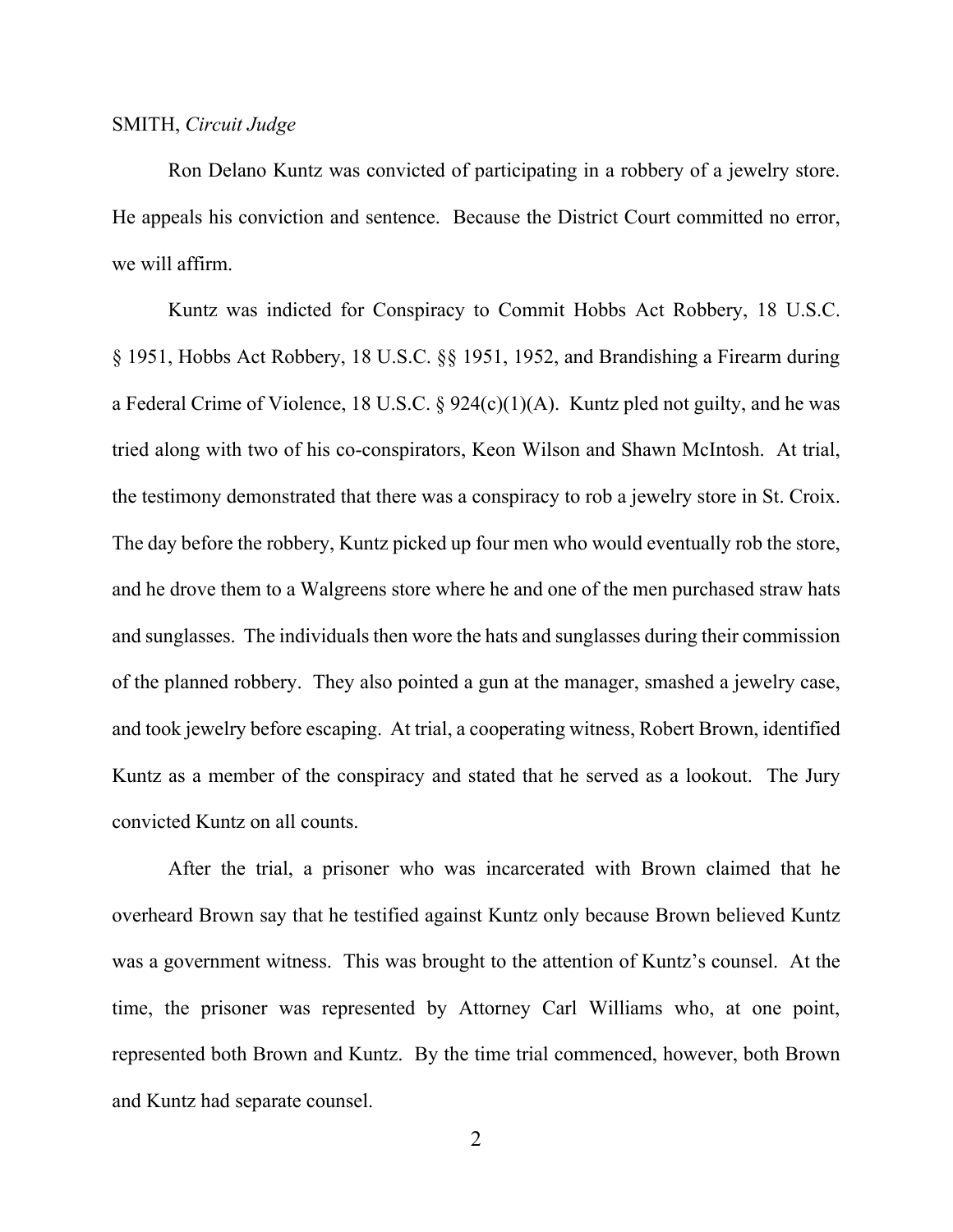SMITH, *Circuit Judge*

Ron Delano Kuntz was convicted of participating in a robbery of a jewelry store. He appeals his conviction and sentence. Because the District Court committed no error, we will affirm.

Kuntz was indicted for Conspiracy to Commit Hobbs Act Robbery, 18 U.S.C. § 1951, Hobbs Act Robbery, 18 U.S.C. §§ 1951, 1952, and Brandishing a Firearm during a Federal Crime of Violence, 18 U.S.C. § 924(c)(1)(A). Kuntz pled not guilty, and he was tried along with two of his co-conspirators, Keon Wilson and Shawn McIntosh. At trial, the testimony demonstrated that there was a conspiracy to rob a jewelry store in St. Croix. The day before the robbery, Kuntz picked up four men who would eventually rob the store, and he drove them to a Walgreens store where he and one of the men purchased straw hats and sunglasses. The individuals then wore the hats and sunglasses during their commission of the planned robbery. They also pointed a gun at the manager, smashed a jewelry case, and took jewelry before escaping. At trial, a cooperating witness, Robert Brown, identified Kuntz as a member of the conspiracy and stated that he served as a lookout. The Jury convicted Kuntz on all counts.

After the trial, a prisoner who was incarcerated with Brown claimed that he overheard Brown say that he testified against Kuntz only because Brown believed Kuntz was a government witness. This was brought to the attention of Kuntz's counsel. At the time, the prisoner was represented by Attorney Carl Williams who, at one point, represented both Brown and Kuntz. By the time trial commenced, however, both Brown and Kuntz had separate counsel.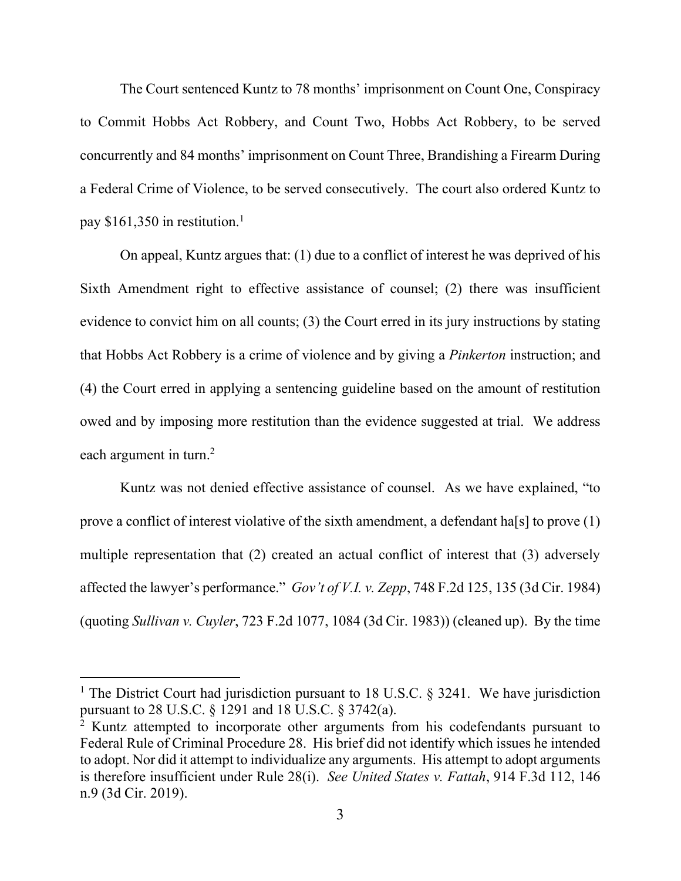The Court sentenced Kuntz to 78 months' imprisonment on Count One, Conspiracy to Commit Hobbs Act Robbery, and Count Two, Hobbs Act Robbery, to be served concurrently and 84 months' imprisonment on Count Three, Brandishing a Firearm During a Federal Crime of Violence, to be served consecutively. The court also ordered Kuntz to pay $161,350 in restitution.[1]

On appeal, Kuntz argues that: (1) due to a conflict of interest he was deprived of his Sixth Amendment right to effective assistance of counsel; (2) there was insufficient evidence to convict him on all counts; (3) the Court erred in its jury instructions by stating that Hobbs Act Robbery is a crime of violence and by giving a *Pinkerton* instruction; and (4) the Court erred in applying a sentencing guideline based on the amount of restitution owed and by imposing more restitution than the evidence suggested at trial. We address each argument in turn.[2]

Kuntz was not denied effective assistance of counsel. As we have explained, "to prove a conflict of interest violative of the sixth amendment, a defendant ha[s] to prove (1) multiple representation that (2) created an actual conflict of interest that (3) adversely affected the lawyer's performance." *Gov't of V.I. v. Zepp*, 748 F.2d 125, 135 (3d Cir. 1984) (quoting *Sullivan v. Cuyler*, 723 F.2d 1077, 1084 (3d Cir. 1983)) (cleaned up). By the time

---

[1] The District Court had jurisdiction pursuant to 18 U.S.C. § 3241. We have jurisdiction pursuant to 28 U.S.C. § 1291 and 18 U.S.C. § 3742(a).

[2] Kuntz attempted to incorporate other arguments from his codefendants pursuant to Federal Rule of Criminal Procedure 28. His brief did not identify which issues he intended to adopt. Nor did it attempt to individualize any arguments. His attempt to adopt arguments is therefore insufficient under Rule 28(i). *See United States v. Fattah*, 914 F.3d 112, 146 n.9 (3d Cir. 2019).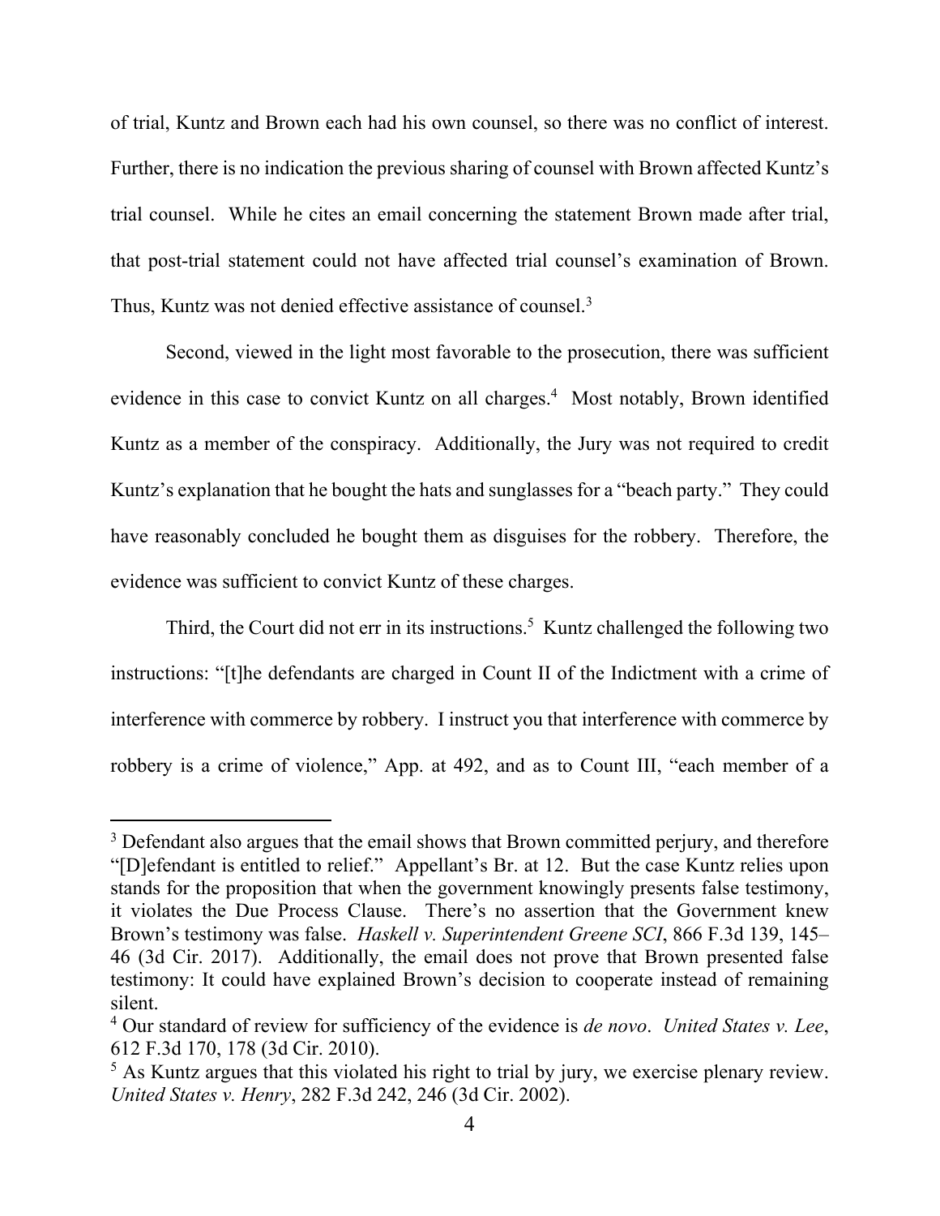of trial, Kuntz and Brown each had his own counsel, so there was no conflict of interest. Further, there is no indication the previous sharing of counsel with Brown affected Kuntz's trial counsel. While he cites an email concerning the statement Brown made after trial, that post-trial statement could not have affected trial counsel's examination of Brown. Thus, Kuntz was not denied effective assistance of counsel.[3]

Second, viewed in the light most favorable to the prosecution, there was sufficient evidence in this case to convict Kuntz on all charges.[4] Most notably, Brown identified Kuntz as a member of the conspiracy. Additionally, the Jury was not required to credit Kuntz's explanation that he bought the hats and sunglasses for a "beach party." They could have reasonably concluded he bought them as disguises for the robbery. Therefore, the evidence was sufficient to convict Kuntz of these charges.

Third, the Court did not err in its instructions.[5] Kuntz challenged the following two instructions: "[t]he defendants are charged in Count II of the Indictment with a crime of interference with commerce by robbery. I instruct you that interference with commerce by robbery is a crime of violence," App. at 492, and as to Count III, "each member of a

---

[3] Defendant also argues that the email shows that Brown committed perjury, and therefore "[D]efendant is entitled to relief." Appellant's Br. at 12. But the case Kuntz relies upon stands for the proposition that when the government knowingly presents false testimony, it violates the Due Process Clause. There's no assertion that the Government knew Brown's testimony was false. *Haskell v. Superintendent Greene SCI*, 866 F.3d 139, 145–46 (3d Cir. 2017). Additionally, the email does not prove that Brown presented false testimony: It could have explained Brown's decision to cooperate instead of remaining silent.

[4] Our standard of review for sufficiency of the evidence is *de novo*. *United States v. Lee*, 612 F.3d 170, 178 (3d Cir. 2010).

[5] As Kuntz argues that this violated his right to trial by jury, we exercise plenary review. *United States v. Henry*, 282 F.3d 242, 246 (3d Cir. 2002).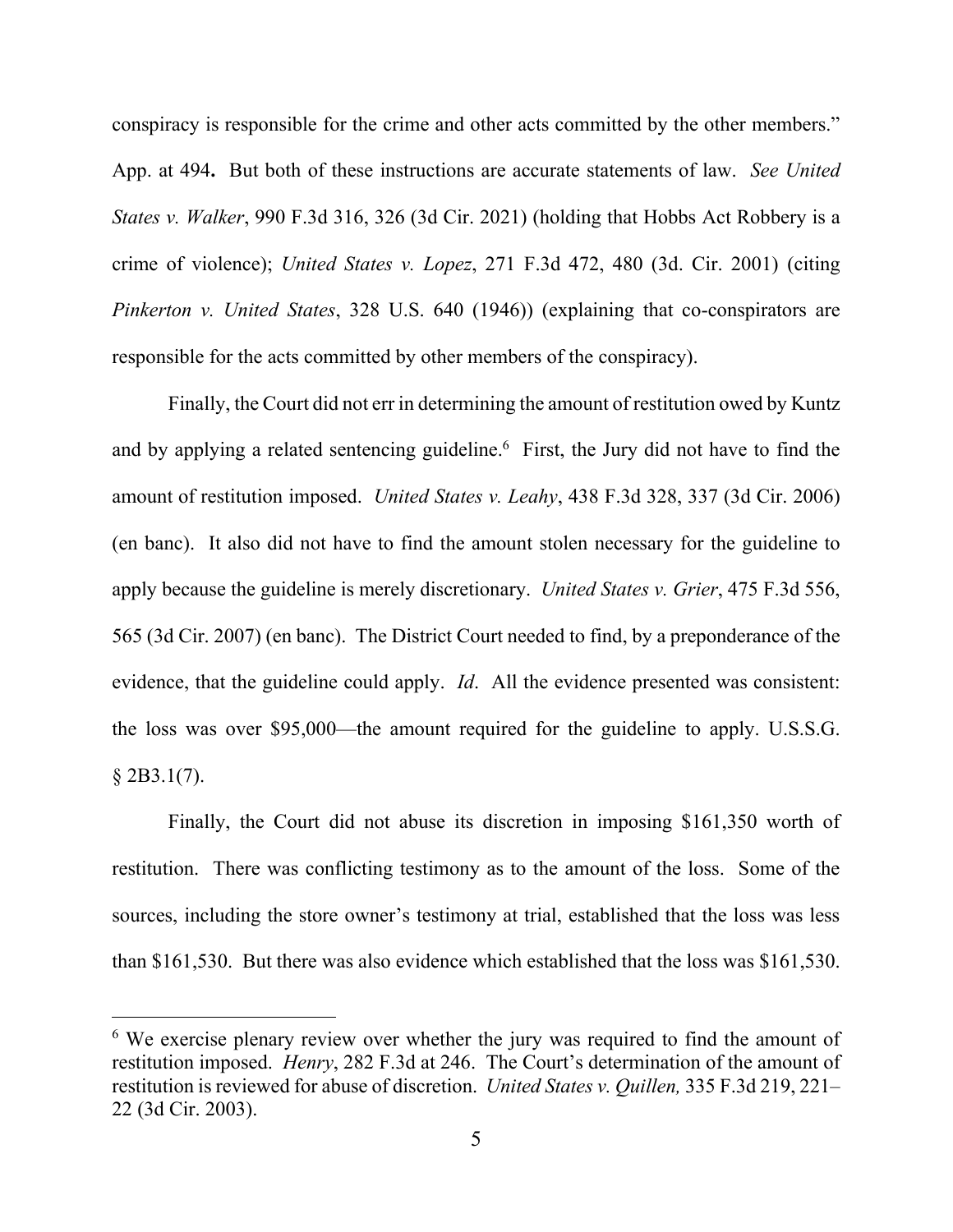conspiracy is responsible for the crime and other acts committed by the other members." App. at 494**.** But both of these instructions are accurate statements of law. *See United States v. Walker*, 990 F.3d 316, 326 (3d Cir. 2021) (holding that Hobbs Act Robbery is a crime of violence); *United States v. Lopez*, 271 F.3d 472, 480 (3d. Cir. 2001) (citing *Pinkerton v. United States*, 328 U.S. 640 (1946)) (explaining that co-conspirators are responsible for the acts committed by other members of the conspiracy).

Finally, the Court did not err in determining the amount of restitution owed by Kuntz and by applying a related sentencing guideline.[6] First, the Jury did not have to find the amount of restitution imposed. *United States v. Leahy*, 438 F.3d 328, 337 (3d Cir. 2006) (en banc). It also did not have to find the amount stolen necessary for the guideline to apply because the guideline is merely discretionary. *United States v. Grier*, 475 F.3d 556, 565 (3d Cir. 2007) (en banc). The District Court needed to find, by a preponderance of the evidence, that the guideline could apply. *Id*. All the evidence presented was consistent: the loss was over $95,000—the amount required for the guideline to apply. U.S.S.G. § 2B3.1(7).

Finally, the Court did not abuse its discretion in imposing $161,350 worth of restitution. There was conflicting testimony as to the amount of the loss. Some of the sources, including the store owner's testimony at trial, established that the loss was less than $161,530. But there was also evidence which established that the loss was $161,530.

---

[6] We exercise plenary review over whether the jury was required to find the amount of restitution imposed. *Henry*, 282 F.3d at 246. The Court's determination of the amount of restitution is reviewed for abuse of discretion. *United States v. Quillen,* 335 F.3d 219, 221–22 (3d Cir. 2003).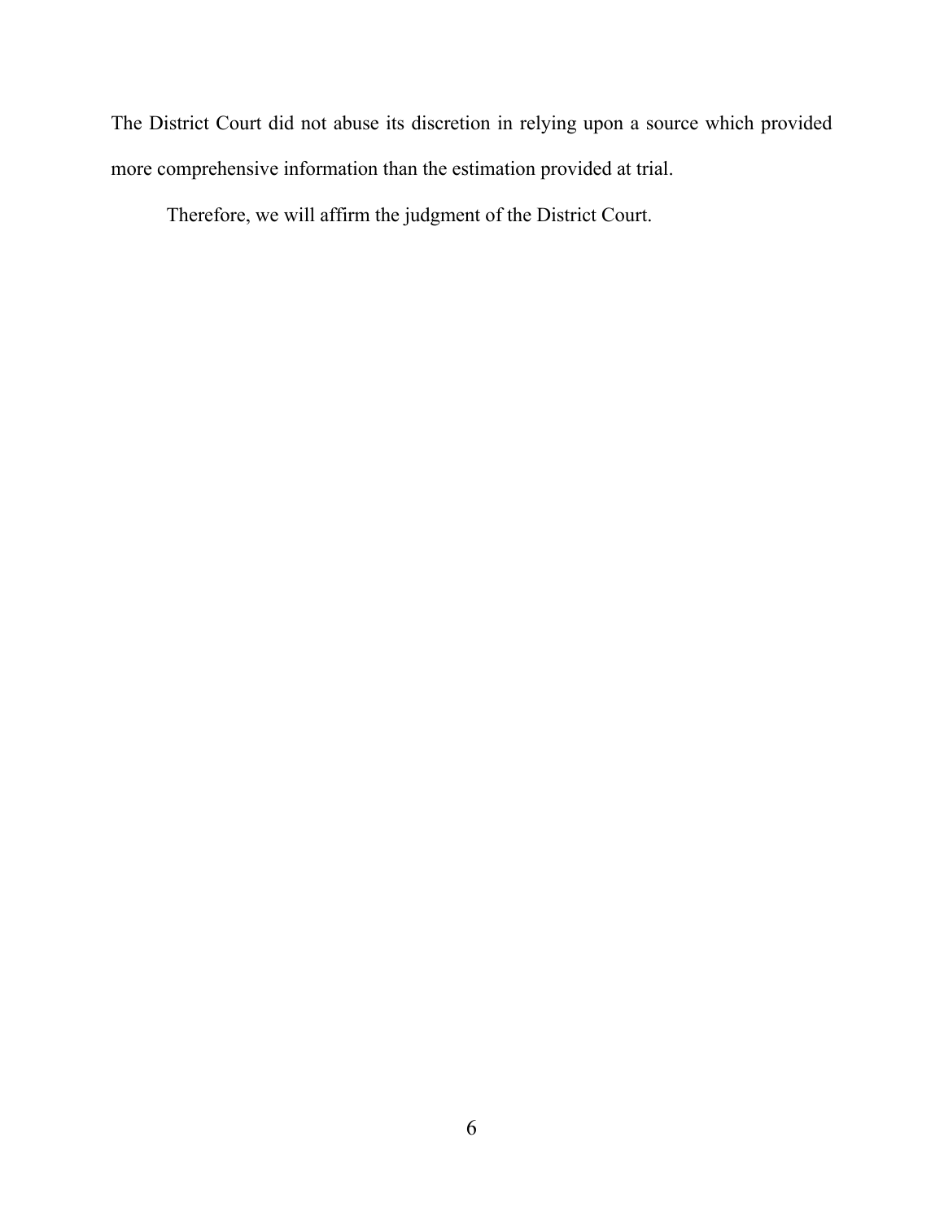The District Court did not abuse its discretion in relying upon a source which provided more comprehensive information than the estimation provided at trial.

Therefore, we will affirm the judgment of the District Court.